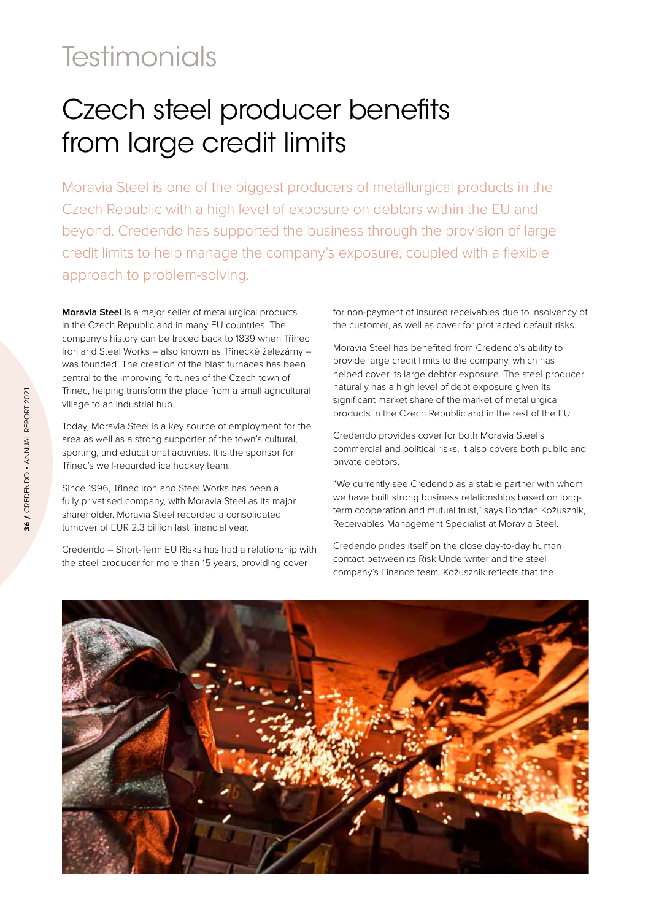# Testimonials

## Czech steel producer benefits from large credit limits

Moravia Steel is one of the biggest producers of metallurgical products in the Czech Republic with a high level of exposure on debtors within the EU and beyond. Credendo has supported the business through the provision of large credit limits to help manage the company's exposure, coupled with a flexible approach to problem-solving.

**Moravia Steel** is a major seller of metallurgical products in the Czech Republic and in many EU countries. The company's history can be traced back to 1839 when Třinec Iron and Steel Works – also known as Třinecké železárny – was founded. The creation of the blast furnaces has been central to the improving fortunes of the Czech town of Třinec, helping transform the place from a small agricultural village to an industrial hub.

Today, Moravia Steel is a key source of employment for the area as well as a strong supporter of the town's cultural, sporting, and educational activities. It is the sponsor for Třinec's well-regarded ice hockey team.

Since 1996, Třinec Iron and Steel Works has been a fully privatised company, with Moravia Steel as its major shareholder. Moravia Steel recorded a consolidated turnover of EUR 2.3 billion last financial year.

Credendo – Short-Term EU Risks has had a relationship with the steel producer for more than 15 years, providing cover for non-payment of insured receivables due to insolvency of the customer, as well as cover for protracted default risks.

Moravia Steel has benefited from Credendo's ability to provide large credit limits to the company, which has helped cover its large debtor exposure. The steel producer naturally has a high level of debt exposure given its significant market share of the market of metallurgical products in the Czech Republic and in the rest of the EU.

Credendo provides cover for both Moravia Steel's commercial and political risks. It also covers both public and private debtors.

"We currently see Credendo as a stable partner with whom we have built strong business relationships based on long-term cooperation and mutual trust," says Bohdan Kožusznik, Receivables Management Specialist at Moravia Steel.

Credendo prides itself on the close day-to-day human contact between its Risk Underwriter and the steel company's Finance team. Kožusznik reflects that the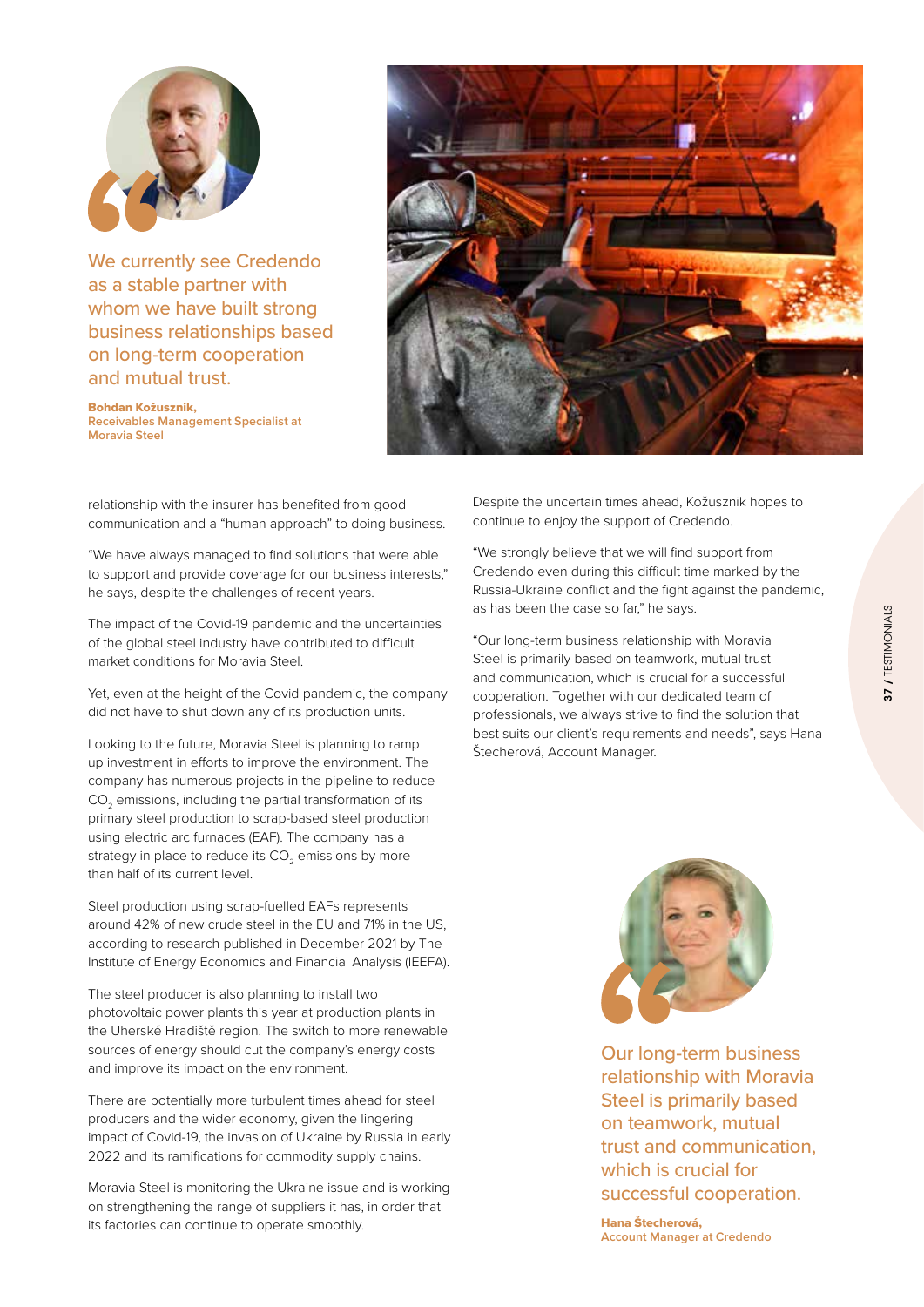> We currently see Credendo as a stable partner with whom we have built strong business relationships based on long-term cooperation and mutual trust.

**Bohdan Kožusznik,**
**Receivables Management Specialist at Moravia Steel**

relationship with the insurer has benefited from good communication and a "human approach" to doing business.

"We have always managed to find solutions that were able to support and provide coverage for our business interests," he says, despite the challenges of recent years.

The impact of the Covid-19 pandemic and the uncertainties of the global steel industry have contributed to difficult market conditions for Moravia Steel.

Yet, even at the height of the Covid pandemic, the company did not have to shut down any of its production units.

Looking to the future, Moravia Steel is planning to ramp up investment in efforts to improve the environment. The company has numerous projects in the pipeline to reduce $CO_2$ emissions, including the partial transformation of its primary steel production to scrap-based steel production using electric arc furnaces (EAF). The company has a strategy in place to reduce its $CO_2$ emissions by more than half of its current level.

Steel production using scrap-fuelled EAFs represents around 42% of new crude steel in the EU and 71% in the US, according to research published in December 2021 by The Institute of Energy Economics and Financial Analysis (IEEFA).

The steel producer is also planning to install two photovoltaic power plants this year at production plants in the Uherské Hradiště region. The switch to more renewable sources of energy should cut the company's energy costs and improve its impact on the environment.

There are potentially more turbulent times ahead for steel producers and the wider economy, given the lingering impact of Covid-19, the invasion of Ukraine by Russia in early 2022 and its ramifications for commodity supply chains.

Moravia Steel is monitoring the Ukraine issue and is working on strengthening the range of suppliers it has, in order that its factories can continue to operate smoothly.

Despite the uncertain times ahead, Kožusznik hopes to continue to enjoy the support of Credendo.

"We strongly believe that we will find support from Credendo even during this difficult time marked by the Russia-Ukraine conflict and the fight against the pandemic, as has been the case so far," he says.

"Our long-term business relationship with Moravia Steel is primarily based on teamwork, mutual trust and communication, which is crucial for a successful cooperation. Together with our dedicated team of professionals, we always strive to find the solution that best suits our client's requirements and needs", says Hana Štecherová, Account Manager.

> Our long-term business relationship with Moravia Steel is primarily based on teamwork, mutual trust and communication, which is crucial for successful cooperation.

**Hana Štecherová,**
**Account Manager at Credendo**